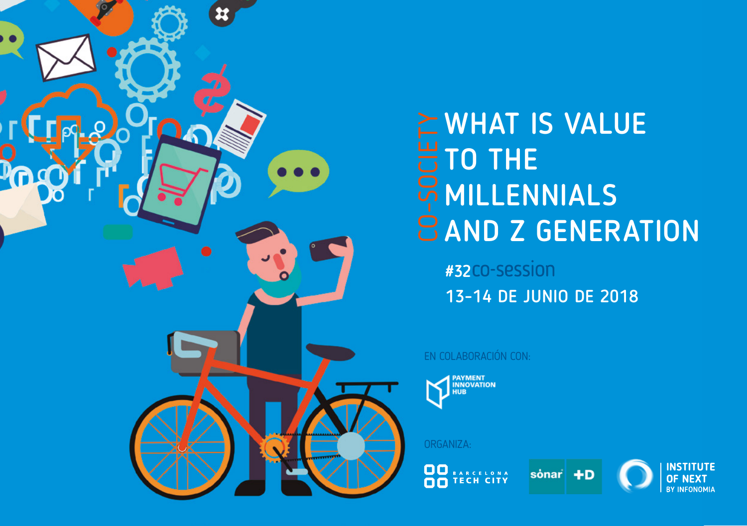CO-SOCIETY

# WHAT IS VALUE TO THE MILLENNIALS AND Z GENERATION

#32co-session

13-14 DE JUNIO DE 2018

EN COLABORACIÓN CON:

PAYMENT INNOVATION HUB

ORGANIZA:

BARCELONA TECH CITY

sónar +D

INSTITUTE OF NEXT BY INFONOMIA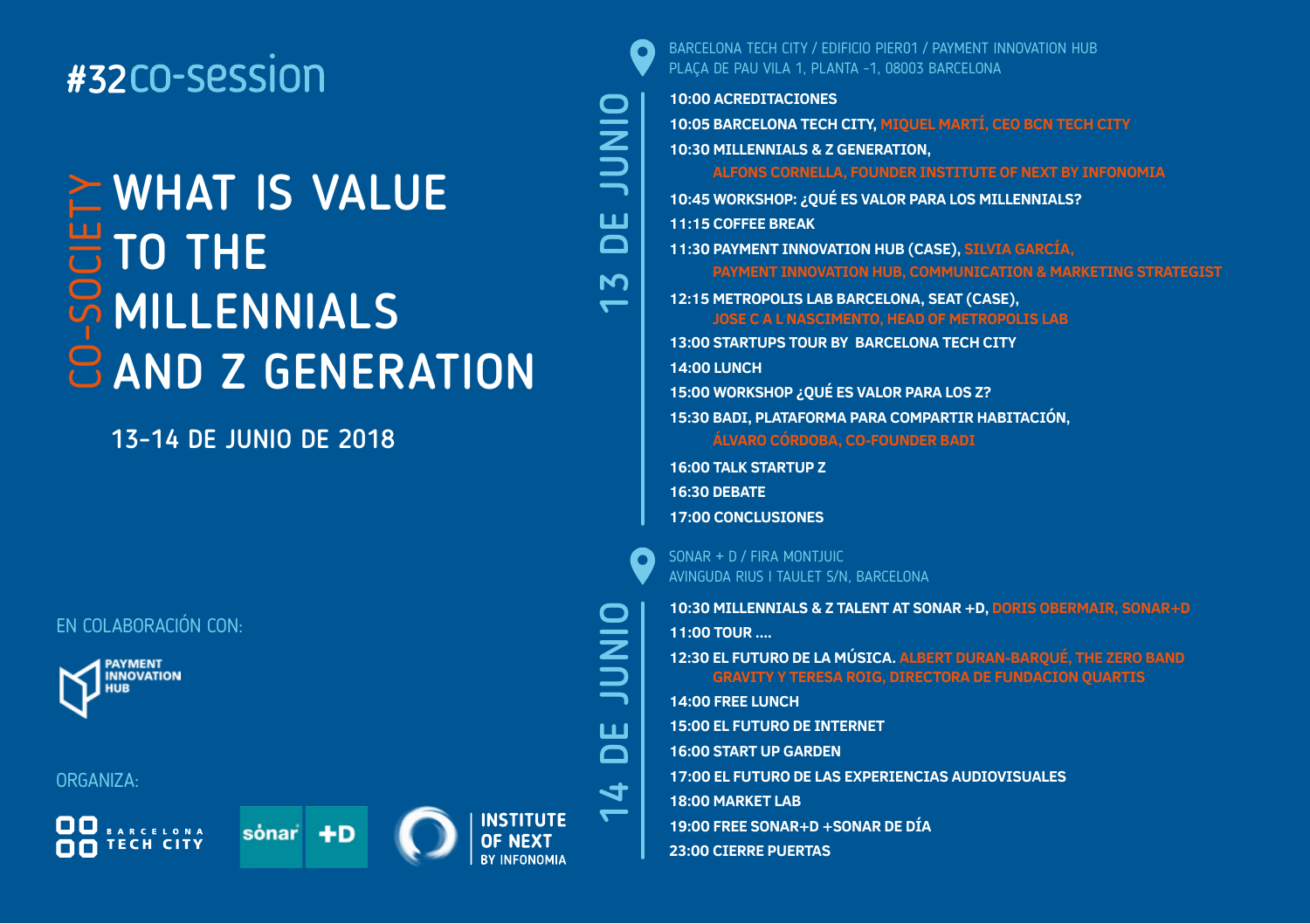#32co-session

CO-SOCIETY

# WHAT IS VALUE TO THE MILLENNIALS AND Z GENERATION

13-14 DE JUNIO DE 2018

## 13 DE JUNIO

BARCELONA TECH CITY / EDIFICIO PIER01 / PAYMENT INNOVATION HUB
PLAÇA DE PAU VILA 1, PLANTA -1, 08003 BARCELONA

**10:00 ACREDITACIONES**

**10:05 BARCELONA TECH CITY,** MIQUEL MARTÍ, CEO BCN TECH CITY

**10:30 MILLENNIALS & Z GENERATION,**
ALFONS CORNELLA, FOUNDER INSTITUTE OF NEXT BY INFONOMIA

**10:45 WORKSHOP: ¿QUÉ ES VALOR PARA LOS MILLENNIALS?**

**11:15 COFFEE BREAK**

**11:30 PAYMENT INNOVATION HUB (CASE),** SILVIA GARCÍA,
PAYMENT INNOVATION HUB, COMMUNICATION & MARKETING STRATEGIST

**12:15 METROPOLIS LAB BARCELONA, SEAT (CASE),**
JOSE C A L NASCIMENTO, HEAD OF METROPOLIS LAB

**13:00 STARTUPS TOUR BY BARCELONA TECH CITY**

**14:00 LUNCH**

**15:00 WORKSHOP ¿QUÉ ES VALOR PARA LOS Z?**

**15:30 BADI, PLATAFORMA PARA COMPARTIR HABITACIÓN,**
ÁLVARO CÓRDOBA, CO-FOUNDER BADI

**16:00 TALK STARTUP Z**

**16:30 DEBATE**

**17:00 CONCLUSIONES**

## 14 DE JUNIO

SONAR + D / FIRA MONTJUIC
AVINGUDA RIUS I TAULET S/N, BARCELONA

**10:30 MILLENNIALS & Z TALENT AT SONAR +D,** DORIS OBERMAIR, SONAR+D

**11:00 TOUR ....**

**12:30 EL FUTURO DE LA MÚSICA.** ALBERT DURAN-BARQUÉ, THE ZERO BAND GRAVITY Y TERESA ROIG, DIRECTORA DE FUNDACION QUARTIS

**14:00 FREE LUNCH**

**15:00 EL FUTURO DE INTERNET**

**16:00 START UP GARDEN**

**17:00 EL FUTURO DE LAS EXPERIENCIAS AUDIOVISUALES**

**18:00 MARKET LAB**

**19:00 FREE SONAR+D +SONAR DE DÍA**

**23:00 CIERRE PUERTAS**

EN COLABORACIÓN CON:

PAYMENT INNOVATION HUB

ORGANIZA:

BARCELONA TECH CITY

sónar +D

INSTITUTE OF NEXT BY INFONOMIA